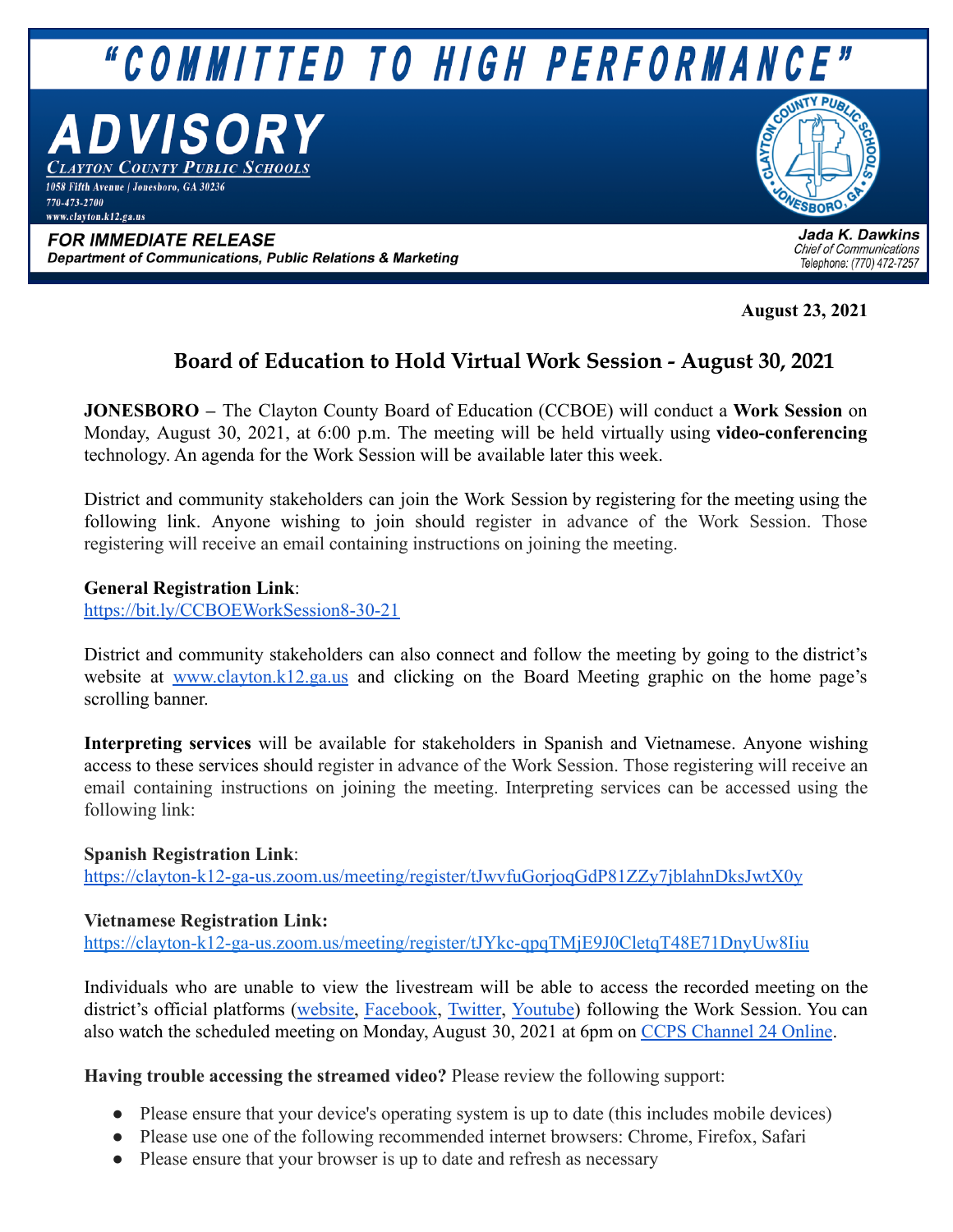# "COMMITTED TO HIGH PERFORMANCE"

# ADVISORY

*Clayton County Public Schools*

1058 Fifth Avenue | Jonesboro, GA 30236
770-473-2700
www.clayton.k12.ga.us

**FOR IMMEDIATE RELEASE**
**Department of Communications, Public Relations & Marketing**

**Jada K. Dawkins**
*Chief of Communications*
Telephone: (770) 472-7257

**August 23, 2021**

## Board of Education to Hold Virtual Work Session - August 30, 2021

**JONESBORO –** The Clayton County Board of Education (CCBOE) will conduct a **Work Session** on Monday, August 30, 2021, at 6:00 p.m. The meeting will be held virtually using **video-conferencing** technology. An agenda for the Work Session will be available later this week.

District and community stakeholders can join the Work Session by registering for the meeting using the following link. Anyone wishing to join should register in advance of the Work Session. Those registering will receive an email containing instructions on joining the meeting.

**General Registration Link**:
https://bit.ly/CCBOEWorkSession8-30-21

District and community stakeholders can also connect and follow the meeting by going to the district's website at www.clayton.k12.ga.us and clicking on the Board Meeting graphic on the home page's scrolling banner.

**Interpreting services** will be available for stakeholders in Spanish and Vietnamese. Anyone wishing access to these services should register in advance of the Work Session. Those registering will receive an email containing instructions on joining the meeting. Interpreting services can be accessed using the following link:

**Spanish Registration Link**:
https://clayton-k12-ga-us.zoom.us/meeting/register/tJwvfuGorjoqGdP81ZZy7jblahnDksJwtX0y

**Vietnamese Registration Link:**
https://clayton-k12-ga-us.zoom.us/meeting/register/tJYkc-qpqTMjE9J0CletqT48E71DnyUw8Iiu

Individuals who are unable to view the livestream will be able to access the recorded meeting on the district's official platforms (website, Facebook, Twitter, Youtube) following the Work Session. You can also watch the scheduled meeting on Monday, August 30, 2021 at 6pm on CCPS Channel 24 Online.

**Having trouble accessing the streamed video?** Please review the following support:

- Please ensure that your device's operating system is up to date (this includes mobile devices)
- Please use one of the following recommended internet browsers: Chrome, Firefox, Safari
- Please ensure that your browser is up to date and refresh as necessary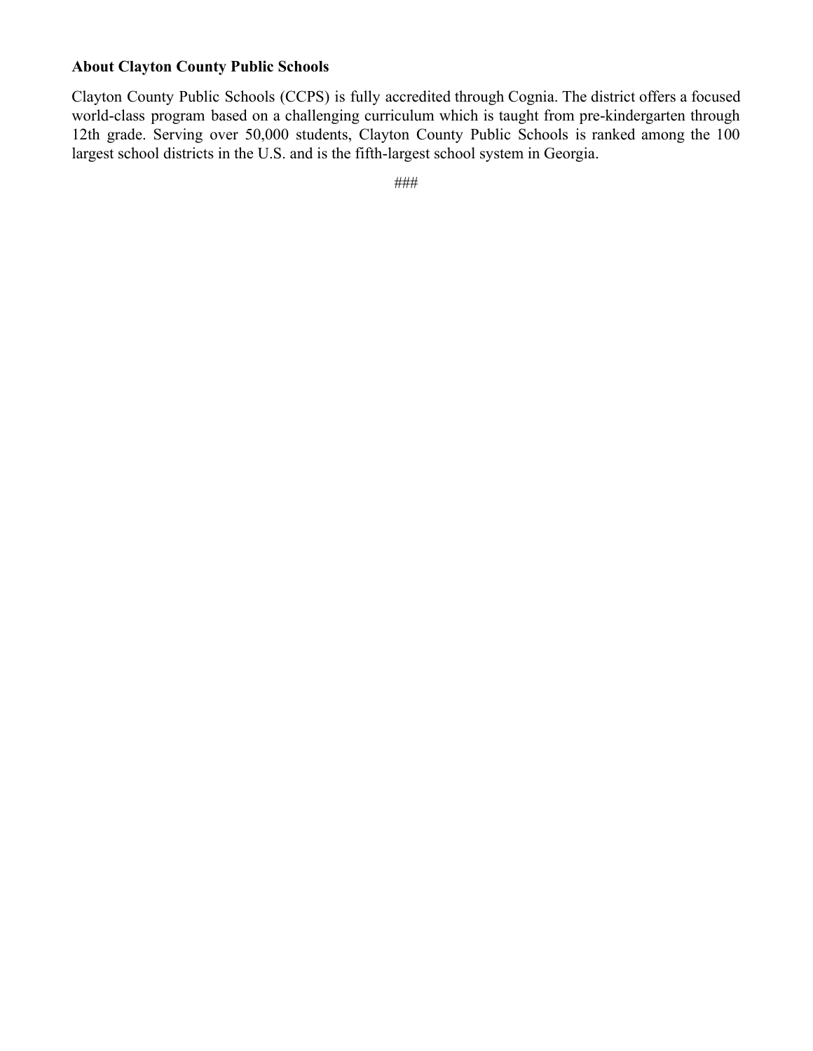**About Clayton County Public Schools**

Clayton County Public Schools (CCPS) is fully accredited through Cognia. The district offers a focused world-class program based on a challenging curriculum which is taught from pre-kindergarten through 12th grade. Serving over 50,000 students, Clayton County Public Schools is ranked among the 100 largest school districts in the U.S. and is the fifth-largest school system in Georgia.

###